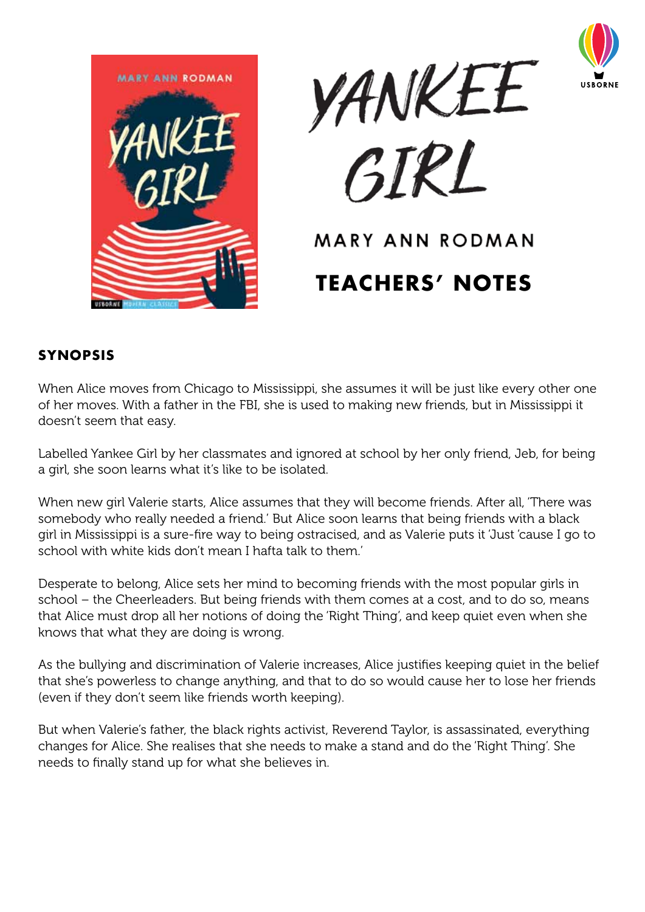# YANKEE GIRL

MARY ANN RODMAN

## TEACHERS' NOTES

### SYNOPSIS

When Alice moves from Chicago to Mississippi, she assumes it will be just like every other one of her moves. With a father in the FBI, she is used to making new friends, but in Mississippi it doesn't seem that easy.

Labelled Yankee Girl by her classmates and ignored at school by her only friend, Jeb, for being a girl, she soon learns what it's like to be isolated.

When new girl Valerie starts, Alice assumes that they will become friends. After all, 'There was somebody who really needed a friend.' But Alice soon learns that being friends with a black girl in Mississippi is a sure-fire way to being ostracised, and as Valerie puts it 'Just 'cause I go to school with white kids don't mean I hafta talk to them.'

Desperate to belong, Alice sets her mind to becoming friends with the most popular girls in school – the Cheerleaders. But being friends with them comes at a cost, and to do so, means that Alice must drop all her notions of doing the 'Right Thing', and keep quiet even when she knows that what they are doing is wrong.

As the bullying and discrimination of Valerie increases, Alice justifies keeping quiet in the belief that she's powerless to change anything, and that to do so would cause her to lose her friends (even if they don't seem like friends worth keeping).

But when Valerie's father, the black rights activist, Reverend Taylor, is assassinated, everything changes for Alice. She realises that she needs to make a stand and do the 'Right Thing'. She needs to finally stand up for what she believes in.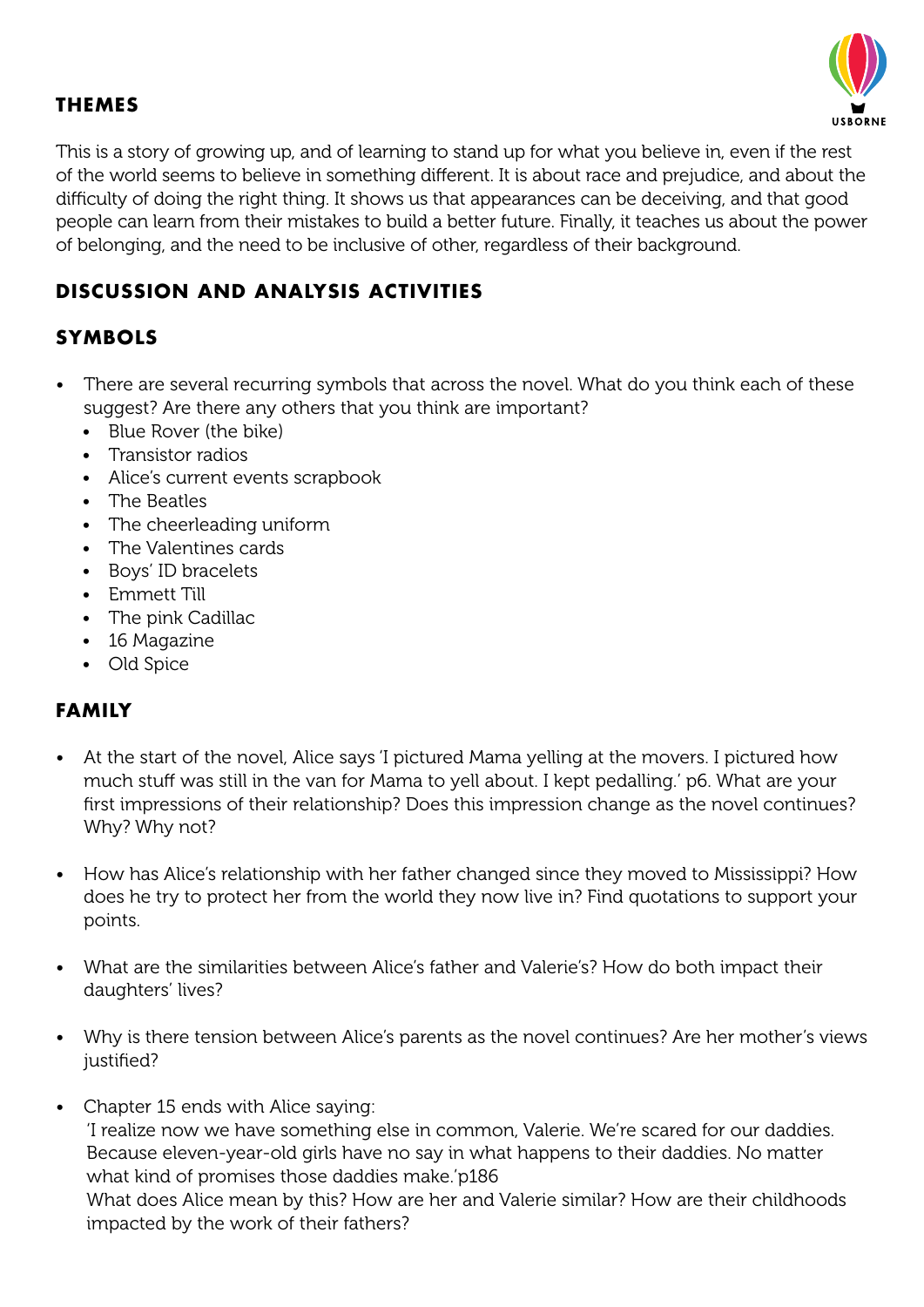## THEMES

This is a story of growing up, and of learning to stand up for what you believe in, even if the rest of the world seems to believe in something different. It is about race and prejudice, and about the difficulty of doing the right thing. It shows us that appearances can be deceiving, and that good people can learn from their mistakes to build a better future. Finally, it teaches us about the power of belonging, and the need to be inclusive of other, regardless of their background.

## DISCUSSION AND ANALYSIS ACTIVITIES

### SYMBOLS

- There are several recurring symbols that across the novel. What do you think each of these suggest? Are there any others that you think are important?
  - Blue Rover (the bike)
  - Transistor radios
  - Alice's current events scrapbook
  - The Beatles
  - The cheerleading uniform
  - The Valentines cards
  - Boys' ID bracelets
  - Emmett Till
  - The pink Cadillac
  - 16 Magazine
  - Old Spice

### FAMILY

- At the start of the novel, Alice says 'I pictured Mama yelling at the movers. I pictured how much stuff was still in the van for Mama to yell about. I kept pedalling.' p6. What are your first impressions of their relationship? Does this impression change as the novel continues? Why? Why not?

- How has Alice's relationship with her father changed since they moved to Mississippi? How does he try to protect her from the world they now live in? Find quotations to support your points.

- What are the similarities between Alice's father and Valerie's? How do both impact their daughters' lives?

- Why is there tension between Alice's parents as the novel continues? Are her mother's views justified?

- Chapter 15 ends with Alice saying:
  'I realize now we have something else in common, Valerie. We're scared for our daddies. Because eleven-year-old girls have no say in what happens to their daddies. No matter what kind of promises those daddies make.'p186
  What does Alice mean by this? How are her and Valerie similar? How are their childhoods impacted by the work of their fathers?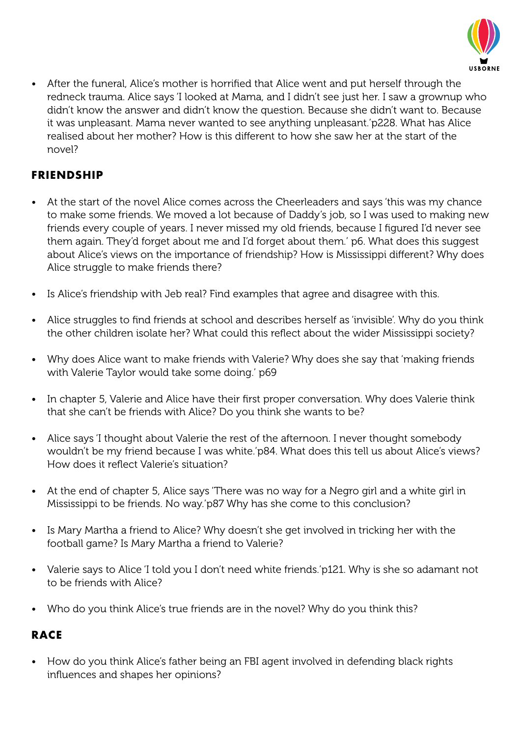- After the funeral, Alice's mother is horrified that Alice went and put herself through the redneck trauma. Alice says 'I looked at Mama, and I didn't see just her. I saw a grownup who didn't know the answer and didn't know the question. Because she didn't want to. Because it was unpleasant. Mama never wanted to see anything unpleasant.'p228. What has Alice realised about her mother? How is this different to how she saw her at the start of the novel?

## FRIENDSHIP

- At the start of the novel Alice comes across the Cheerleaders and says 'this was my chance to make some friends. We moved a lot because of Daddy's job, so I was used to making new friends every couple of years. I never missed my old friends, because I figured I'd never see them again. They'd forget about me and I'd forget about them.' p6. What does this suggest about Alice's views on the importance of friendship? How is Mississippi different? Why does Alice struggle to make friends there?

- Is Alice's friendship with Jeb real? Find examples that agree and disagree with this.

- Alice struggles to find friends at school and describes herself as 'invisible'. Why do you think the other children isolate her? What could this reflect about the wider Mississippi society?

- Why does Alice want to make friends with Valerie? Why does she say that 'making friends with Valerie Taylor would take some doing.' p69

- In chapter 5, Valerie and Alice have their first proper conversation. Why does Valerie think that she can't be friends with Alice? Do you think she wants to be?

- Alice says 'I thought about Valerie the rest of the afternoon. I never thought somebody wouldn't be my friend because I was white.'p84. What does this tell us about Alice's views? How does it reflect Valerie's situation?

- At the end of chapter 5, Alice says 'There was no way for a Negro girl and a white girl in Mississippi to be friends. No way.'p87 Why has she come to this conclusion?

- Is Mary Martha a friend to Alice? Why doesn't she get involved in tricking her with the football game? Is Mary Martha a friend to Valerie?

- Valerie says to Alice 'I told you I don't need white friends.'p121. Why is she so adamant not to be friends with Alice?

- Who do you think Alice's true friends are in the novel? Why do you think this?

## RACE

- How do you think Alice's father being an FBI agent involved in defending black rights influences and shapes her opinions?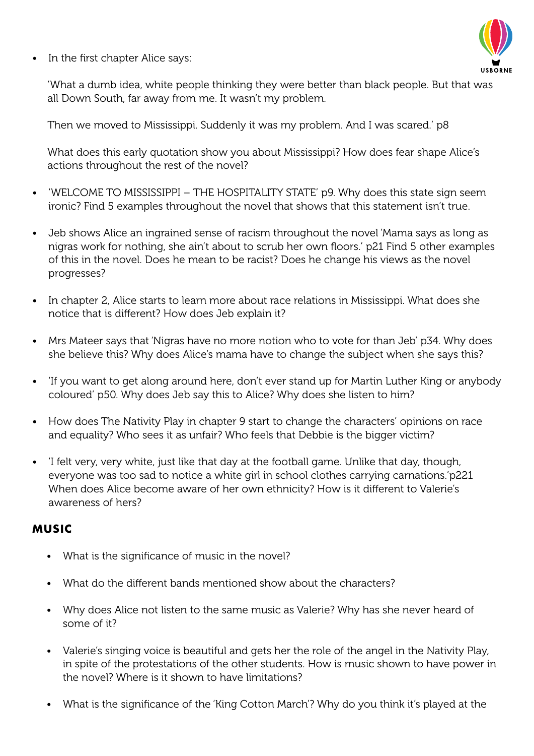- In the first chapter Alice says:

  'What a dumb idea, white people thinking they were better than black people. But that was all Down South, far away from me. It wasn't my problem.

  Then we moved to Mississippi. Suddenly it was my problem. And I was scared.' p8

  What does this early quotation show you about Mississippi? How does fear shape Alice's actions throughout the rest of the novel?

- 'WELCOME TO MISSISSIPPI – THE HOSPITALITY STATE' p9. Why does this state sign seem ironic? Find 5 examples throughout the novel that shows that this statement isn't true.

- Jeb shows Alice an ingrained sense of racism throughout the novel 'Mama says as long as nigras work for nothing, she ain't about to scrub her own floors.' p21 Find 5 other examples of this in the novel. Does he mean to be racist? Does he change his views as the novel progresses?

- In chapter 2, Alice starts to learn more about race relations in Mississippi. What does she notice that is different? How does Jeb explain it?

- Mrs Mateer says that 'Nigras have no more notion who to vote for than Jeb' p34. Why does she believe this? Why does Alice's mama have to change the subject when she says this?

- 'If you want to get along around here, don't ever stand up for Martin Luther King or anybody coloured' p50. Why does Jeb say this to Alice? Why does she listen to him?

- How does The Nativity Play in chapter 9 start to change the characters' opinions on race and equality? Who sees it as unfair? Who feels that Debbie is the bigger victim?

- 'I felt very, very white, just like that day at the football game. Unlike that day, though, everyone was too sad to notice a white girl in school clothes carrying carnations.'p221 When does Alice become aware of her own ethnicity? How is it different to Valerie's awareness of hers?

## MUSIC

- What is the significance of music in the novel?

- What do the different bands mentioned show about the characters?

- Why does Alice not listen to the same music as Valerie? Why has she never heard of some of it?

- Valerie's singing voice is beautiful and gets her the role of the angel in the Nativity Play, in spite of the protestations of the other students. How is music shown to have power in the novel? Where is it shown to have limitations?

- What is the significance of the 'King Cotton March'? Why do you think it's played at the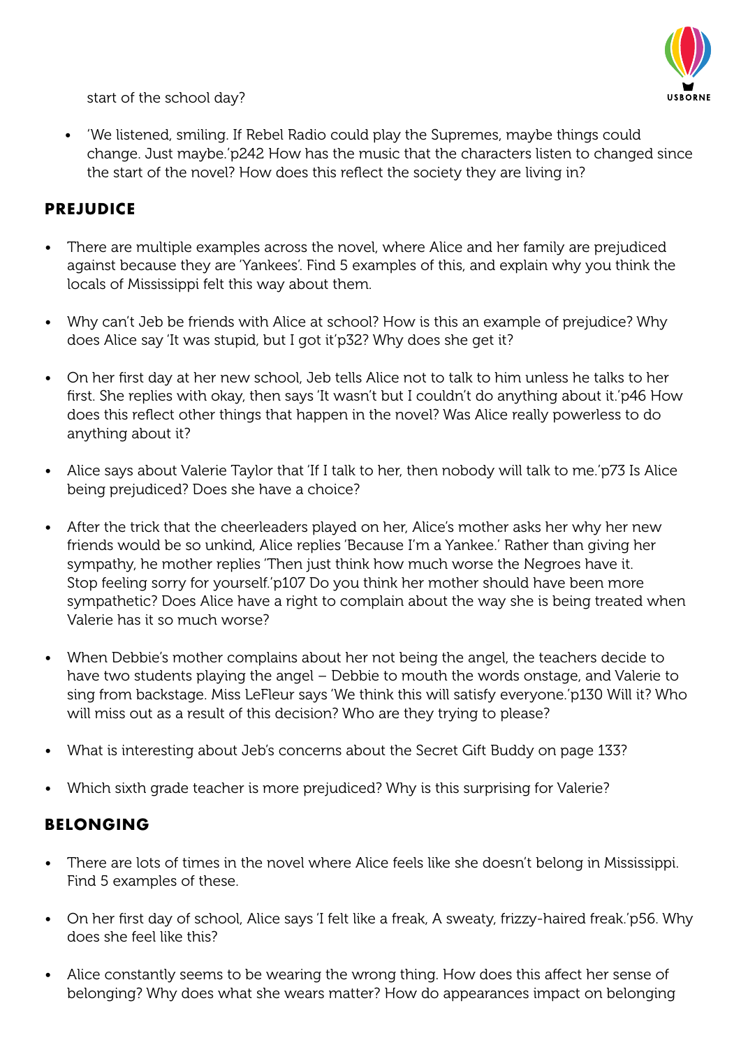start of the school day?

- 'We listened, smiling. If Rebel Radio could play the Supremes, maybe things could change. Just maybe.'p242 How has the music that the characters listen to changed since the start of the novel? How does this reflect the society they are living in?

## PREJUDICE

- There are multiple examples across the novel, where Alice and her family are prejudiced against because they are 'Yankees'. Find 5 examples of this, and explain why you think the locals of Mississippi felt this way about them.

- Why can't Jeb be friends with Alice at school? How is this an example of prejudice? Why does Alice say 'It was stupid, but I got it'p32? Why does she get it?

- On her first day at her new school, Jeb tells Alice not to talk to him unless he talks to her first. She replies with okay, then says 'It wasn't but I couldn't do anything about it.'p46 How does this reflect other things that happen in the novel? Was Alice really powerless to do anything about it?

- Alice says about Valerie Taylor that 'If I talk to her, then nobody will talk to me.'p73 Is Alice being prejudiced? Does she have a choice?

- After the trick that the cheerleaders played on her, Alice's mother asks her why her new friends would be so unkind, Alice replies 'Because I'm a Yankee.' Rather than giving her sympathy, he mother replies 'Then just think how much worse the Negroes have it. Stop feeling sorry for yourself.'p107 Do you think her mother should have been more sympathetic? Does Alice have a right to complain about the way she is being treated when Valerie has it so much worse?

- When Debbie's mother complains about her not being the angel, the teachers decide to have two students playing the angel – Debbie to mouth the words onstage, and Valerie to sing from backstage. Miss LeFleur says 'We think this will satisfy everyone.'p130 Will it? Who will miss out as a result of this decision? Who are they trying to please?

- What is interesting about Jeb's concerns about the Secret Gift Buddy on page 133?

- Which sixth grade teacher is more prejudiced? Why is this surprising for Valerie?

## BELONGING

- There are lots of times in the novel where Alice feels like she doesn't belong in Mississippi. Find 5 examples of these.

- On her first day of school, Alice says 'I felt like a freak, A sweaty, frizzy-haired freak.'p56. Why does she feel like this?

- Alice constantly seems to be wearing the wrong thing. How does this affect her sense of belonging? Why does what she wears matter? How do appearances impact on belonging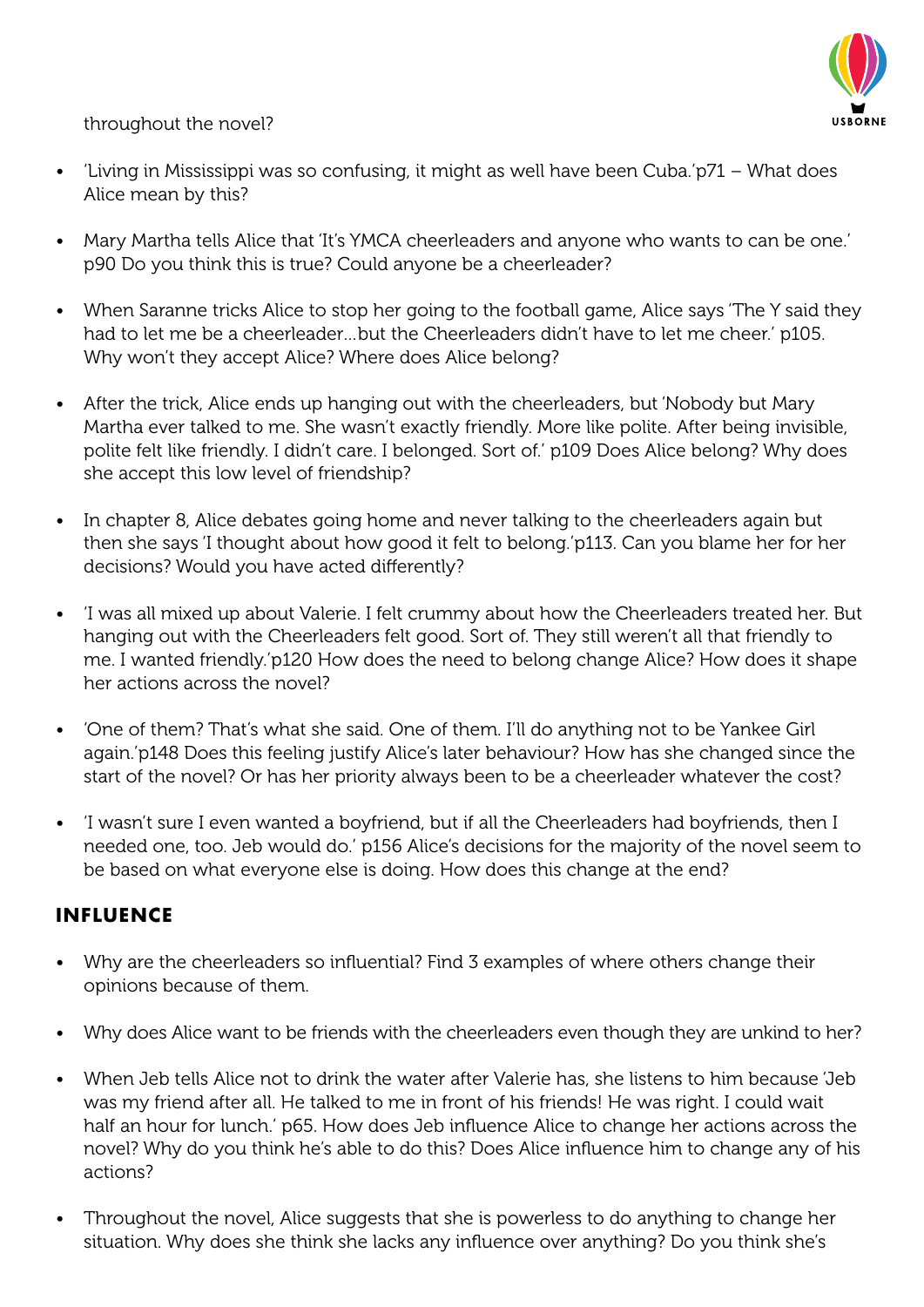throughout the novel?

- 'Living in Mississippi was so confusing, it might as well have been Cuba.'p71 – What does Alice mean by this?
- Mary Martha tells Alice that 'It's YMCA cheerleaders and anyone who wants to can be one.' p90 Do you think this is true? Could anyone be a cheerleader?
- When Saranne tricks Alice to stop her going to the football game, Alice says 'The Y said they had to let me be a cheerleader…but the Cheerleaders didn't have to let me cheer.' p105. Why won't they accept Alice? Where does Alice belong?
- After the trick, Alice ends up hanging out with the cheerleaders, but 'Nobody but Mary Martha ever talked to me. She wasn't exactly friendly. More like polite. After being invisible, polite felt like friendly. I didn't care. I belonged. Sort of.' p109 Does Alice belong? Why does she accept this low level of friendship?
- In chapter 8, Alice debates going home and never talking to the cheerleaders again but then she says 'I thought about how good it felt to belong.'p113. Can you blame her for her decisions? Would you have acted differently?
- 'I was all mixed up about Valerie. I felt crummy about how the Cheerleaders treated her. But hanging out with the Cheerleaders felt good. Sort of. They still weren't all that friendly to me. I wanted friendly.'p120 How does the need to belong change Alice? How does it shape her actions across the novel?
- 'One of them? That's what she said. One of them. I'll do anything not to be Yankee Girl again.'p148 Does this feeling justify Alice's later behaviour? How has she changed since the start of the novel? Or has her priority always been to be a cheerleader whatever the cost?
- 'I wasn't sure I even wanted a boyfriend, but if all the Cheerleaders had boyfriends, then I needed one, too. Jeb would do.' p156 Alice's decisions for the majority of the novel seem to be based on what everyone else is doing. How does this change at the end?

## INFLUENCE

- Why are the cheerleaders so influential? Find 3 examples of where others change their opinions because of them.
- Why does Alice want to be friends with the cheerleaders even though they are unkind to her?
- When Jeb tells Alice not to drink the water after Valerie has, she listens to him because 'Jeb was my friend after all. He talked to me in front of his friends! He was right. I could wait half an hour for lunch.' p65. How does Jeb influence Alice to change her actions across the novel? Why do you think he's able to do this? Does Alice influence him to change any of his actions?
- Throughout the novel, Alice suggests that she is powerless to do anything to change her situation. Why does she think she lacks any influence over anything? Do you think she's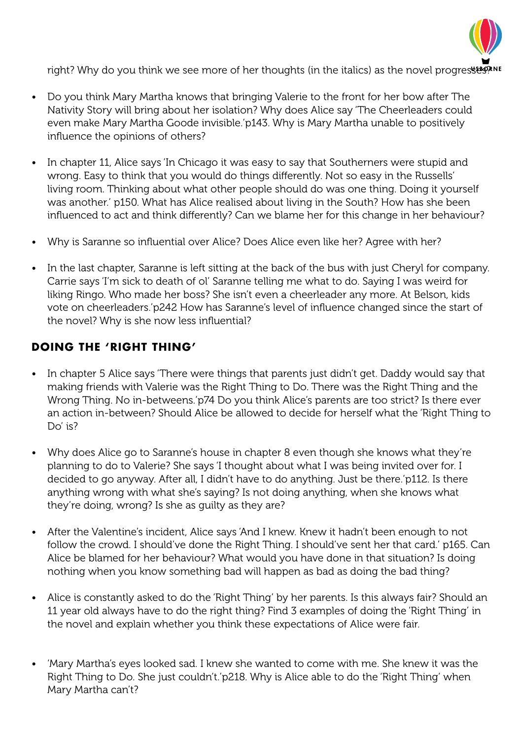right? Why do you think we see more of her thoughts (in the italics) as the novel progresses?

- Do you think Mary Martha knows that bringing Valerie to the front for her bow after The Nativity Story will bring about her isolation? Why does Alice say 'The Cheerleaders could even make Mary Martha Goode invisible.'p143. Why is Mary Martha unable to positively influence the opinions of others?

- In chapter 11, Alice says 'In Chicago it was easy to say that Southerners were stupid and wrong. Easy to think that you would do things differently. Not so easy in the Russells' living room. Thinking about what other people should do was one thing. Doing it yourself was another.' p150. What has Alice realised about living in the South? How has she been influenced to act and think differently? Can we blame her for this change in her behaviour?

- Why is Saranne so influential over Alice? Does Alice even like her? Agree with her?

- In the last chapter, Saranne is left sitting at the back of the bus with just Cheryl for company. Carrie says 'I'm sick to death of ol' Saranne telling me what to do. Saying I was weird for liking Ringo. Who made her boss? She isn't even a cheerleader any more. At Belson, kids vote on cheerleaders.'p242 How has Saranne's level of influence changed since the start of the novel? Why is she now less influential?

## DOING THE 'RIGHT THING'

- In chapter 5 Alice says 'There were things that parents just didn't get. Daddy would say that making friends with Valerie was the Right Thing to Do. There was the Right Thing and the Wrong Thing. No in-betweens.'p74 Do you think Alice's parents are too strict? Is there ever an action in-between? Should Alice be allowed to decide for herself what the 'Right Thing to Do' is?

- Why does Alice go to Saranne's house in chapter 8 even though she knows what they're planning to do to Valerie? She says 'I thought about what I was being invited over for. I decided to go anyway. After all, I didn't have to do anything. Just be there.'p112. Is there anything wrong with what she's saying? Is not doing anything, when she knows what they're doing, wrong? Is she as guilty as they are?

- After the Valentine's incident, Alice says 'And I knew. Knew it hadn't been enough to not follow the crowd. I should've done the Right Thing. I should've sent her that card.' p165. Can Alice be blamed for her behaviour? What would you have done in that situation? Is doing nothing when you know something bad will happen as bad as doing the bad thing?

- Alice is constantly asked to do the 'Right Thing' by her parents. Is this always fair? Should an 11 year old always have to do the right thing? Find 3 examples of doing the 'Right Thing' in the novel and explain whether you think these expectations of Alice were fair.

- 'Mary Martha's eyes looked sad. I knew she wanted to come with me. She knew it was the Right Thing to Do. She just couldn't.'p218. Why is Alice able to do the 'Right Thing' when Mary Martha can't?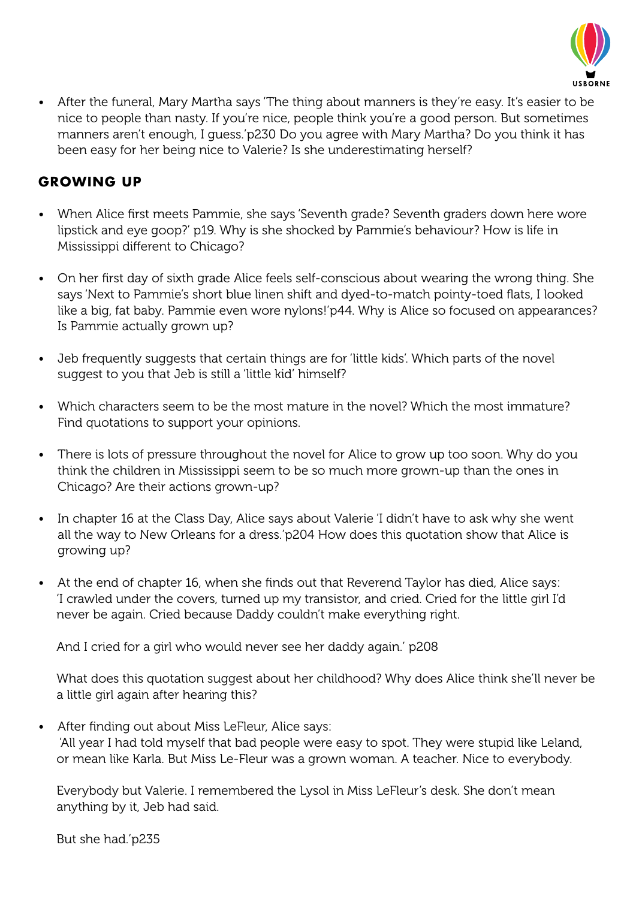- After the funeral, Mary Martha says 'The thing about manners is they're easy. It's easier to be nice to people than nasty. If you're nice, people think you're a good person. But sometimes manners aren't enough, I guess.'p230 Do you agree with Mary Martha? Do you think it has been easy for her being nice to Valerie? Is she underestimating herself?

## GROWING UP

- When Alice first meets Pammie, she says 'Seventh grade? Seventh graders down here wore lipstick and eye goop?' p19. Why is she shocked by Pammie's behaviour? How is life in Mississippi different to Chicago?

- On her first day of sixth grade Alice feels self-conscious about wearing the wrong thing. She says 'Next to Pammie's short blue linen shift and dyed-to-match pointy-toed flats, I looked like a big, fat baby. Pammie even wore nylons!'p44. Why is Alice so focused on appearances? Is Pammie actually grown up?

- Jeb frequently suggests that certain things are for 'little kids'. Which parts of the novel suggest to you that Jeb is still a 'little kid' himself?

- Which characters seem to be the most mature in the novel? Which the most immature? Find quotations to support your opinions.

- There is lots of pressure throughout the novel for Alice to grow up too soon. Why do you think the children in Mississippi seem to be so much more grown-up than the ones in Chicago? Are their actions grown-up?

- In chapter 16 at the Class Day, Alice says about Valerie 'I didn't have to ask why she went all the way to New Orleans for a dress.'p204 How does this quotation show that Alice is growing up?

- At the end of chapter 16, when she finds out that Reverend Taylor has died, Alice says: 'I crawled under the covers, turned up my transistor, and cried. Cried for the little girl I'd never be again. Cried because Daddy couldn't make everything right.

  And I cried for a girl who would never see her daddy again.' p208

  What does this quotation suggest about her childhood? Why does Alice think she'll never be a little girl again after hearing this?

- After finding out about Miss LeFleur, Alice says:
  'All year I had told myself that bad people were easy to spot. They were stupid like Leland, or mean like Karla. But Miss Le-Fleur was a grown woman. A teacher. Nice to everybody.

  Everybody but Valerie. I remembered the Lysol in Miss LeFleur's desk. She don't mean anything by it, Jeb had said.

  But she had.'p235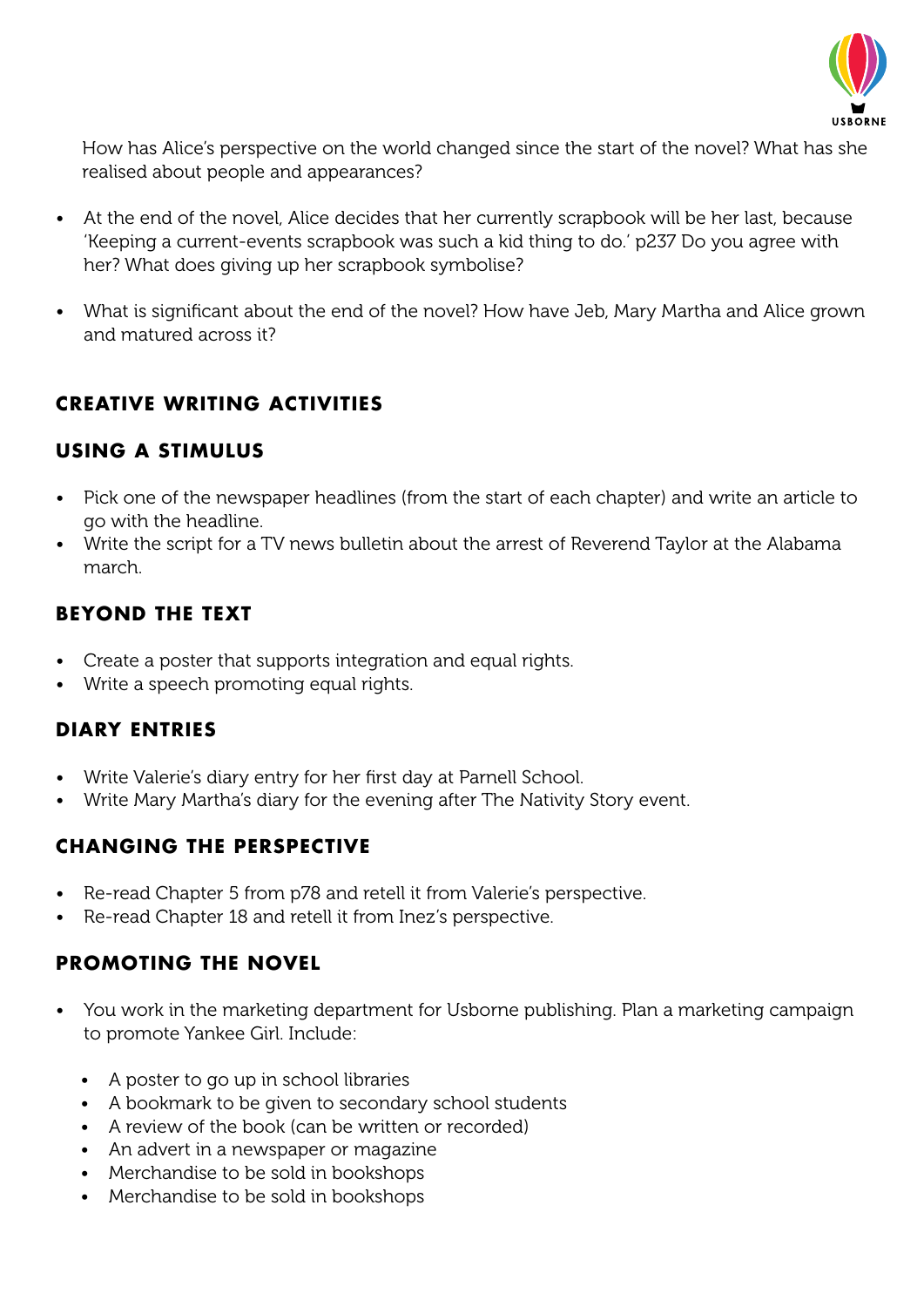How has Alice's perspective on the world changed since the start of the novel? What has she realised about people and appearances?

- At the end of the novel, Alice decides that her currently scrapbook will be her last, because 'Keeping a current-events scrapbook was such a kid thing to do.' p237 Do you agree with her? What does giving up her scrapbook symbolise?

- What is significant about the end of the novel? How have Jeb, Mary Martha and Alice grown and matured across it?

## CREATIVE WRITING ACTIVITIES

### USING A STIMULUS

- Pick one of the newspaper headlines (from the start of each chapter) and write an article to go with the headline.
- Write the script for a TV news bulletin about the arrest of Reverend Taylor at the Alabama march.

### BEYOND THE TEXT

- Create a poster that supports integration and equal rights.
- Write a speech promoting equal rights.

### DIARY ENTRIES

- Write Valerie's diary entry for her first day at Parnell School.
- Write Mary Martha's diary for the evening after The Nativity Story event.

### CHANGING THE PERSPECTIVE

- Re-read Chapter 5 from p78 and retell it from Valerie's perspective.
- Re-read Chapter 18 and retell it from Inez's perspective.

### PROMOTING THE NOVEL

- You work in the marketing department for Usborne publishing. Plan a marketing campaign to promote Yankee Girl. Include:
  - A poster to go up in school libraries
  - A bookmark to be given to secondary school students
  - A review of the book (can be written or recorded)
  - An advert in a newspaper or magazine
  - Merchandise to be sold in bookshops
  - Merchandise to be sold in bookshops